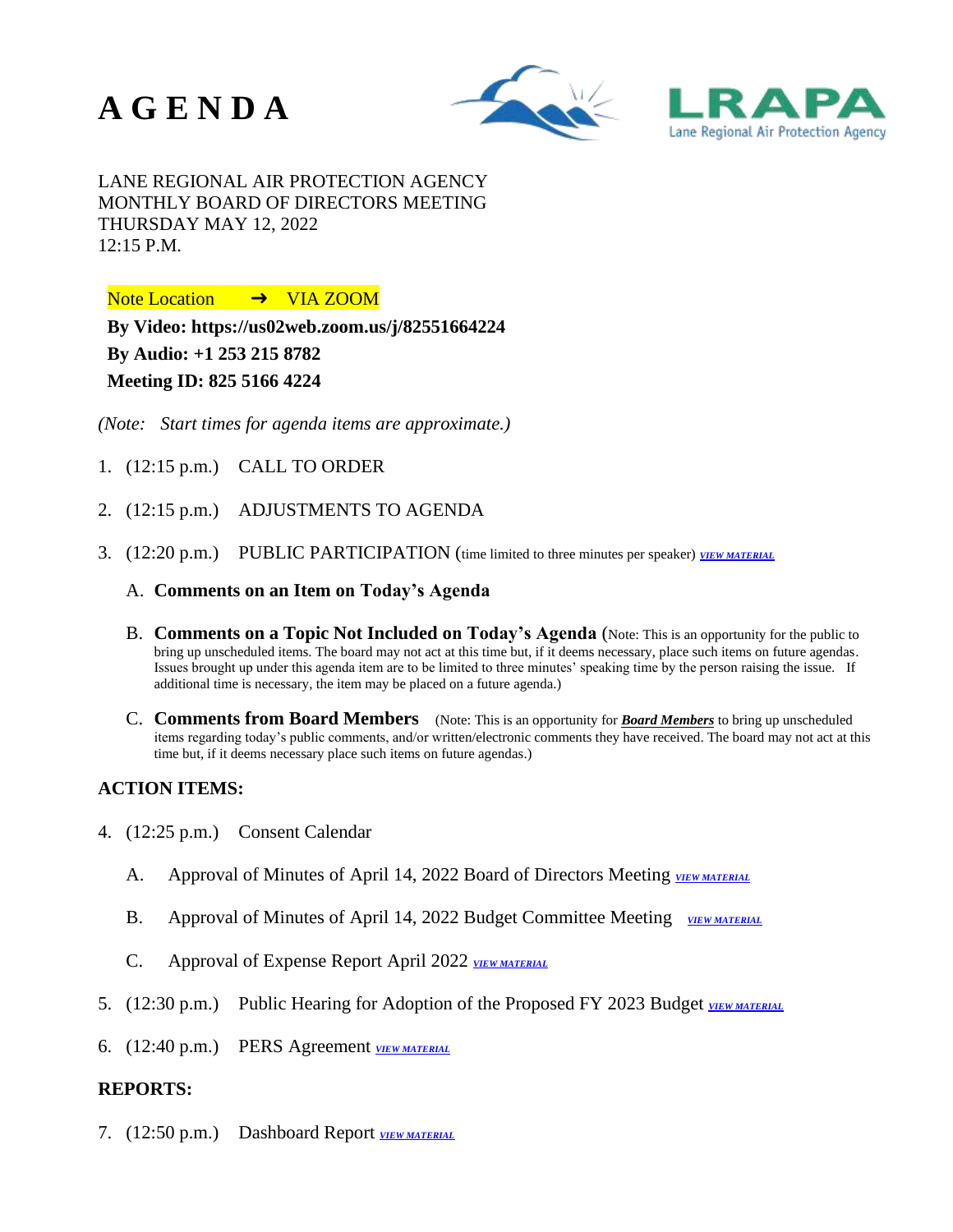# A G E N D A

LRAPA Lane Regional Air Protection Agency

LANE REGIONAL AIR PROTECTION AGENCY
MONTHLY BOARD OF DIRECTORS MEETING
THURSDAY MAY 12, 2022
12:15 P.M.

Note Location → VIA ZOOM

**By Video: https://us02web.zoom.us/j/82551664224**
**By Audio: +1 253 215 8782**
**Meeting ID: 825 5166 4224**

*(Note: Start times for agenda items are approximate.)*

1. (12:15 p.m.) CALL TO ORDER

2. (12:15 p.m.) ADJUSTMENTS TO AGENDA

3. (12:20 p.m.) PUBLIC PARTICIPATION (time limited to three minutes per speaker) ***VIEW MATERIAL***

   A. **Comments on an Item on Today's Agenda**

   B. **Comments on a Topic Not Included on Today's Agenda** (Note: This is an opportunity for the public to bring up unscheduled items. The board may not act at this time but, if it deems necessary, place such items on future agendas. Issues brought up under this agenda item are to be limited to three minutes' speaking time by the person raising the issue. If additional time is necessary, the item may be placed on a future agenda.)

   C. **Comments from Board Members** (Note: This is an opportunity for ***Board Members*** to bring up unscheduled items regarding today's public comments, and/or written/electronic comments they have received. The board may not act at this time but, if it deems necessary place such items on future agendas.)

**ACTION ITEMS:**

4. (12:25 p.m.) Consent Calendar

   A. Approval of Minutes of April 14, 2022 Board of Directors Meeting ***VIEW MATERIAL***

   B. Approval of Minutes of April 14, 2022 Budget Committee Meeting ***VIEW MATERIAL***

   C. Approval of Expense Report April 2022 ***VIEW MATERIAL***

5. (12:30 p.m.) Public Hearing for Adoption of the Proposed FY 2023 Budget ***VIEW MATERIAL***

6. (12:40 p.m.) PERS Agreement ***VIEW MATERIAL***

**REPORTS:**

7. (12:50 p.m.) Dashboard Report ***VIEW MATERIAL***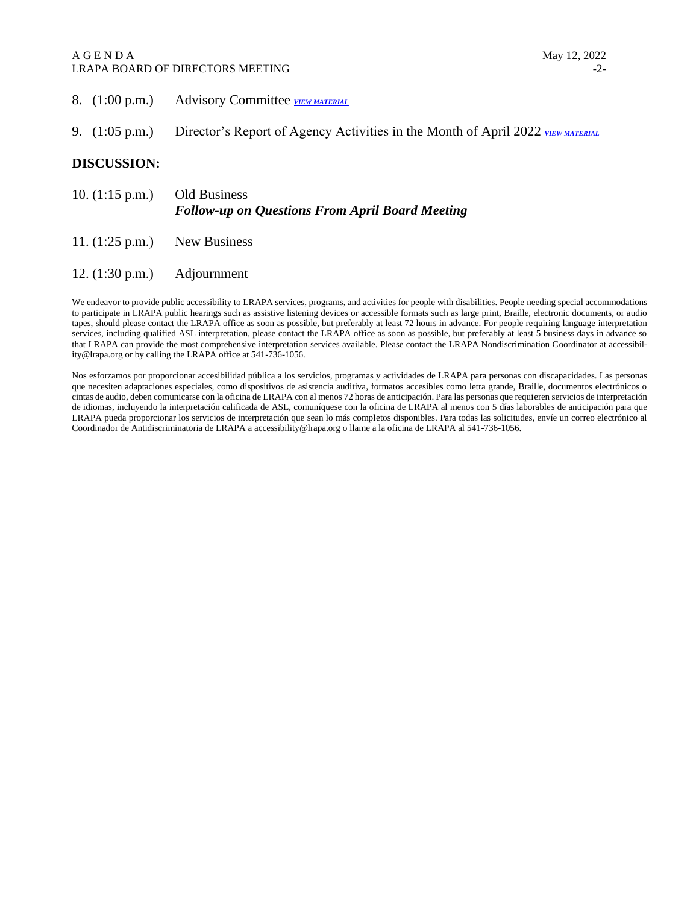8. (1:00 p.m.) Advisory Committee *VIEW MATERIAL*

9. (1:05 p.m.) Director's Report of Agency Activities in the Month of April 2022 *VIEW MATERIAL*

## DISCUSSION:

10. (1:15 p.m.) Old Business
    ***Follow-up on Questions From April Board Meeting***

11. (1:25 p.m.) New Business

12. (1:30 p.m.) Adjournment

We endeavor to provide public accessibility to LRAPA services, programs, and activities for people with disabilities. People needing special accommodations to participate in LRAPA public hearings such as assistive listening devices or accessible formats such as large print, Braille, electronic documents, or audio tapes, should please contact the LRAPA office as soon as possible, but preferably at least 72 hours in advance. For people requiring language interpretation services, including qualified ASL interpretation, please contact the LRAPA office as soon as possible, but preferably at least 5 business days in advance so that LRAPA can provide the most comprehensive interpretation services available. Please contact the LRAPA Nondiscrimination Coordinator at accessibility@lrapa.org or by calling the LRAPA office at 541-736-1056.

Nos esforzamos por proporcionar accesibilidad pública a los servicios, programas y actividades de LRAPA para personas con discapacidades. Las personas que necesiten adaptaciones especiales, como dispositivos de asistencia auditiva, formatos accesibles como letra grande, Braille, documentos electrónicos o cintas de audio, deben comunicarse con la oficina de LRAPA con al menos 72 horas de anticipación. Para las personas que requieren servicios de interpretación de idiomas, incluyendo la interpretación calificada de ASL, comuníquese con la oficina de LRAPA al menos con 5 días laborables de anticipación para que LRAPA pueda proporcionar los servicios de interpretación que sean lo más completos disponibles. Para todas las solicitudes, envíe un correo electrónico al Coordinador de Antidiscriminatoria de LRAPA a accessibility@lrapa.org o llame a la oficina de LRAPA al 541-736-1056.